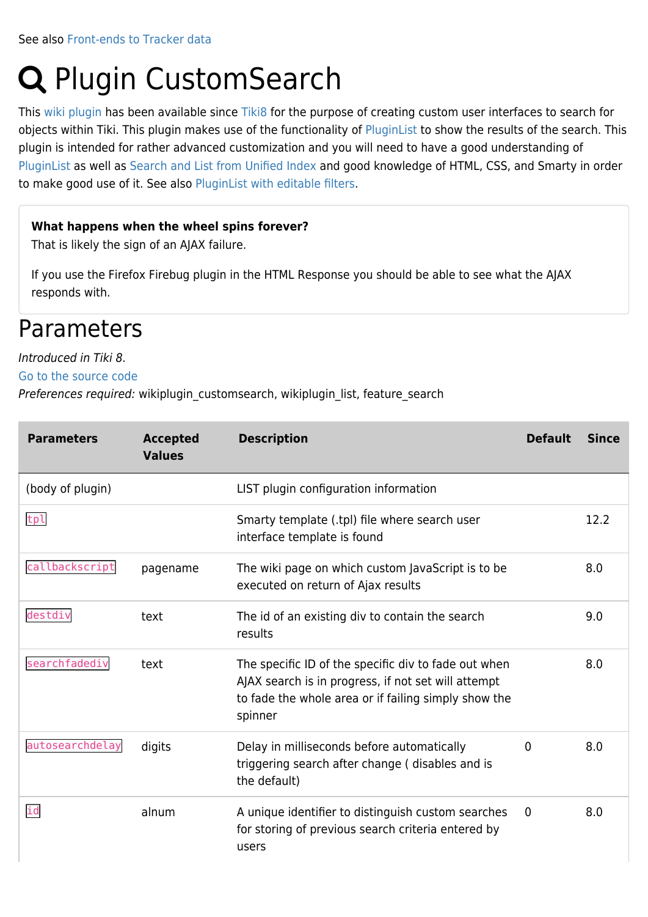See also Front-ends to Tracker data

# Plugin CustomSearch

This wiki plugin has been available since Tiki8 for the purpose of creating custom user interfaces to search for objects within Tiki. This plugin makes use of the functionality of PluginList to show the results of the search. This plugin is intended for rather advanced customization and you will need to have a good understanding of PluginList as well as Search and List from Unified Index and good knowledge of HTML, CSS, and Smarty in order to make good use of it. See also PluginList with editable filters.

> **What happens when the wheel spins forever?**
> That is likely the sign of an AJAX failure.
>
> If you use the Firefox Firebug plugin in the HTML Response you should be able to see what the AJAX responds with.

## Parameters

*Introduced in Tiki 8.*
Go to the source code
*Preferences required:* wikiplugin_customsearch, wikiplugin_list, feature_search

| Parameters | Accepted Values | Description | Default | Since |
|---|---|---|---|---|
| (body of plugin) | | LIST plugin configuration information | | |
| `tpl` | | Smarty template (.tpl) file where search user interface template is found | | 12.2 |
| `callbackscript` | pagename | The wiki page on which custom JavaScript is to be executed on return of Ajax results | | 8.0 |
| `destdiv` | text | The id of an existing div to contain the search results | | 9.0 |
| `searchfadediv` | text | The specific ID of the specific div to fade out when AJAX search is in progress, if not set will attempt to fade the whole area or if failing simply show the spinner | | 8.0 |
| `autosearchdelay` | digits | Delay in milliseconds before automatically triggering search after change ( disables and is the default) | 0 | 8.0 |
| `id` | alnum | A unique identifier to distinguish custom searches for storing of previous search criteria entered by users | 0 | 8.0 |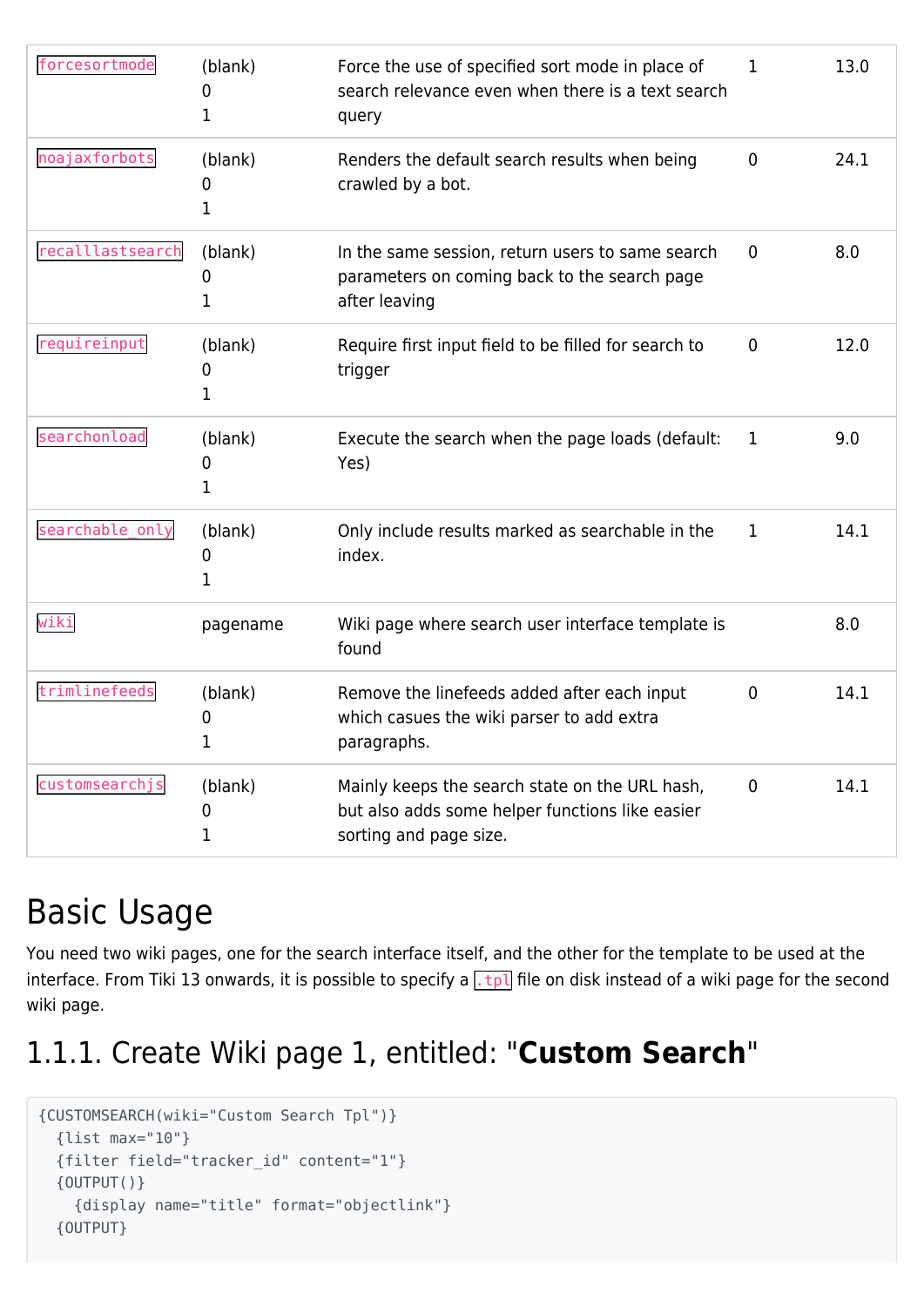| `forcesortmode` | (blank)<br>0<br>1 | Force the use of specified sort mode in place of search relevance even when there is a text search query | 1 | 13.0 |
|---|---|---|---|---|
| `noajaxforbots` | (blank)<br>0<br>1 | Renders the default search results when being crawled by a bot. | 0 | 24.1 |
| `recalllastsearch` | (blank)<br>0<br>1 | In the same session, return users to same search parameters on coming back to the search page after leaving | 0 | 8.0 |
| `requireinput` | (blank)<br>0<br>1 | Require first input field to be filled for search to trigger | 0 | 12.0 |
| `searchonload` | (blank)<br>0<br>1 | Execute the search when the page loads (default: Yes) | 1 | 9.0 |
| `searchable_only` | (blank)<br>0<br>1 | Only include results marked as searchable in the index. | 1 | 14.1 |
| `wiki` | pagename | Wiki page where search user interface template is found | | 8.0 |
| `trimlinefeeds` | (blank)<br>0<br>1 | Remove the linefeeds added after each input which casues the wiki parser to add extra paragraphs. | 0 | 14.1 |
| `customsearchjs` | (blank)<br>0<br>1 | Mainly keeps the search state on the URL hash, but also adds some helper functions like easier sorting and page size. | 0 | 14.1 |

# Basic Usage

You need two wiki pages, one for the search interface itself, and the other for the template to be used at the interface. From Tiki 13 onwards, it is possible to specify a `.tpl` file on disk instead of a wiki page for the second wiki page.

## 1.1.1. Create Wiki page 1, entitled: "**Custom Search**"

```
{CUSTOMSEARCH(wiki="Custom Search Tpl")}
  {list max="10"}
  {filter field="tracker_id" content="1"}
  {OUTPUT()}
    {display name="title" format="objectlink"}
  {OUTPUT}
```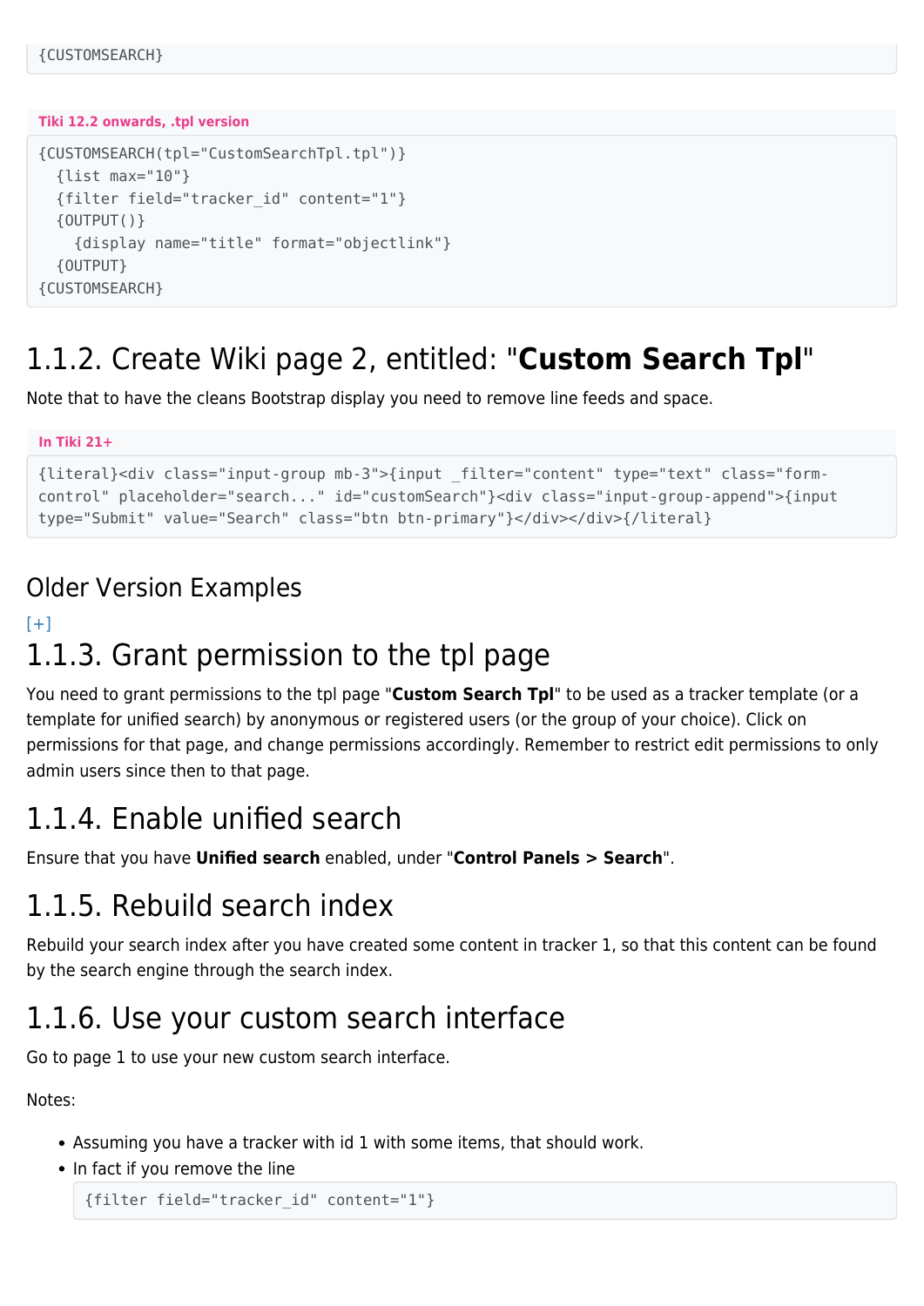```
{CUSTOMSEARCH}
```

**Tiki 12.2 onwards, .tpl version**

```
{CUSTOMSEARCH(tpl="CustomSearchTpl.tpl")}
  {list max="10"}
  {filter field="tracker_id" content="1"}
  {OUTPUT()}
    {display name="title" format="objectlink"}
  {OUTPUT}
{CUSTOMSEARCH}
```

# 1.1.2. Create Wiki page 2, entitled: "**Custom Search Tpl**"

Note that to have the cleans Bootstrap display you need to remove line feeds and space.

**In Tiki 21+**

```
{literal}<div class="input-group mb-3">{input _filter="content" type="text" class="form-control" placeholder="search..." id="customSearch"}<div class="input-group-append">{input type="Submit" value="Search" class="btn btn-primary"}</div></div>{/literal}
```

## Older Version Examples

[+]

# 1.1.3. Grant permission to the tpl page

You need to grant permissions to the tpl page "**Custom Search Tpl**" to be used as a tracker template (or a template for unified search) by anonymous or registered users (or the group of your choice). Click on permissions for that page, and change permissions accordingly. Remember to restrict edit permissions to only admin users since then to that page.

# 1.1.4. Enable unified search

Ensure that you have **Unified search** enabled, under "**Control Panels > Search**".

# 1.1.5. Rebuild search index

Rebuild your search index after you have created some content in tracker 1, so that this content can be found by the search engine through the search index.

# 1.1.6. Use your custom search interface

Go to page 1 to use your new custom search interface.

Notes:

- Assuming you have a tracker with id 1 with some items, that should work.
- In fact if you remove the line

  ```
  {filter field="tracker_id" content="1"}
  ```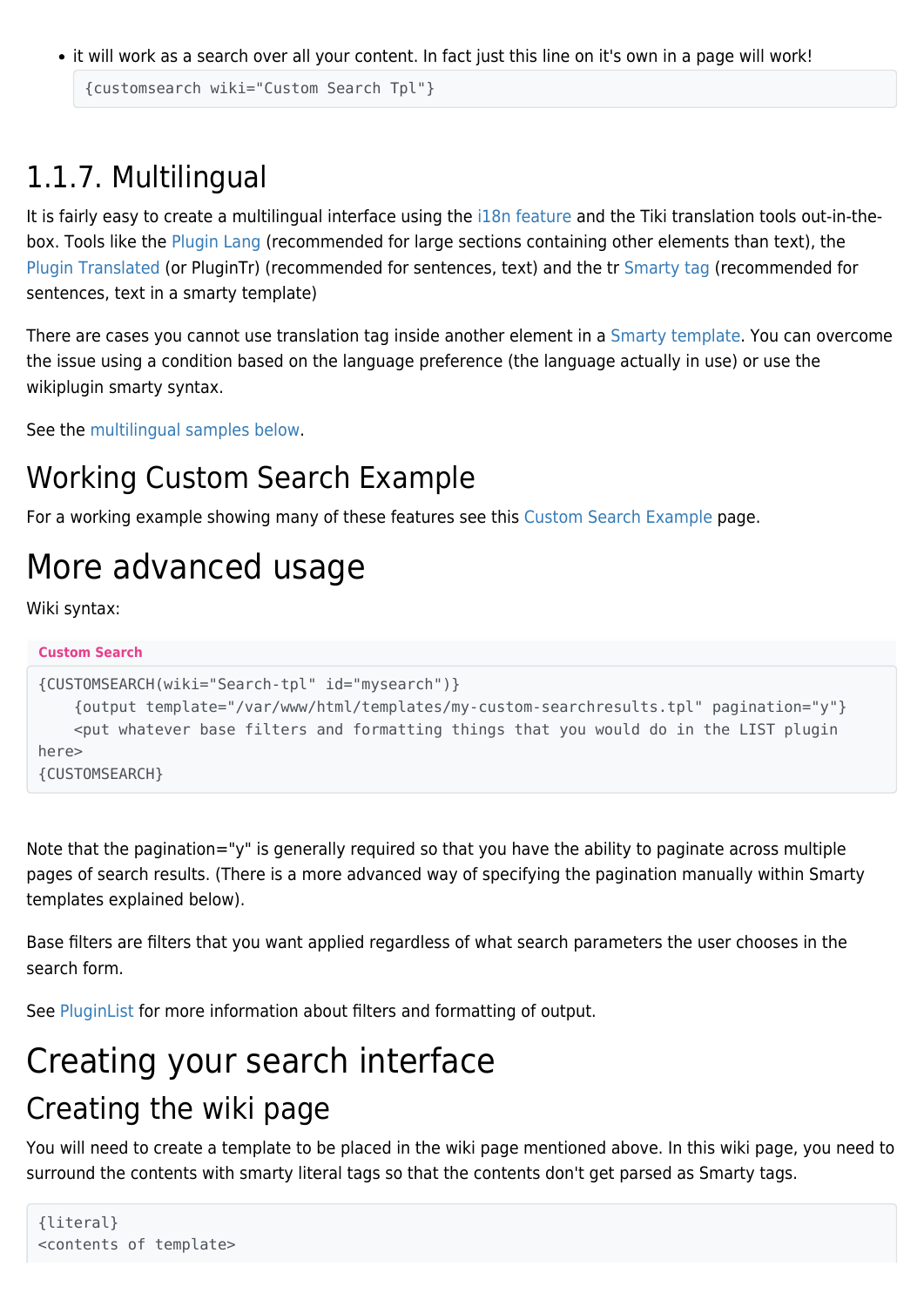- it will work as a search over all your content. In fact just this line on it's own in a page will work!

```
{customsearch wiki="Custom Search Tpl"}
```

## 1.1.7. Multilingual

It is fairly easy to create a multilingual interface using the i18n feature and the Tiki translation tools out-in-the-box. Tools like the Plugin Lang (recommended for large sections containing other elements than text), the Plugin Translated (or PluginTr) (recommended for sentences, text) and the tr Smarty tag (recommended for sentences, text in a smarty template)

There are cases you cannot use translation tag inside another element in a Smarty template. You can overcome the issue using a condition based on the language preference (the language actually in use) or use the wikiplugin smarty syntax.

See the multilingual samples below.

## Working Custom Search Example

For a working example showing many of these features see this Custom Search Example page.

# More advanced usage

Wiki syntax:

**Custom Search**

```
{CUSTOMSEARCH(wiki="Search-tpl" id="mysearch")}
    {output template="/var/www/html/templates/my-custom-searchresults.tpl" pagination="y"}
    <put whatever base filters and formatting things that you would do in the LIST plugin
here>
{CUSTOMSEARCH}
```

Note that the pagination="y" is generally required so that you have the ability to paginate across multiple pages of search results. (There is a more advanced way of specifying the pagination manually within Smarty templates explained below).

Base filters are filters that you want applied regardless of what search parameters the user chooses in the search form.

See PluginList for more information about filters and formatting of output.

# Creating your search interface

## Creating the wiki page

You will need to create a template to be placed in the wiki page mentioned above. In this wiki page, you need to surround the contents with smarty literal tags so that the contents don't get parsed as Smarty tags.

```
{literal}
<contents of template>
```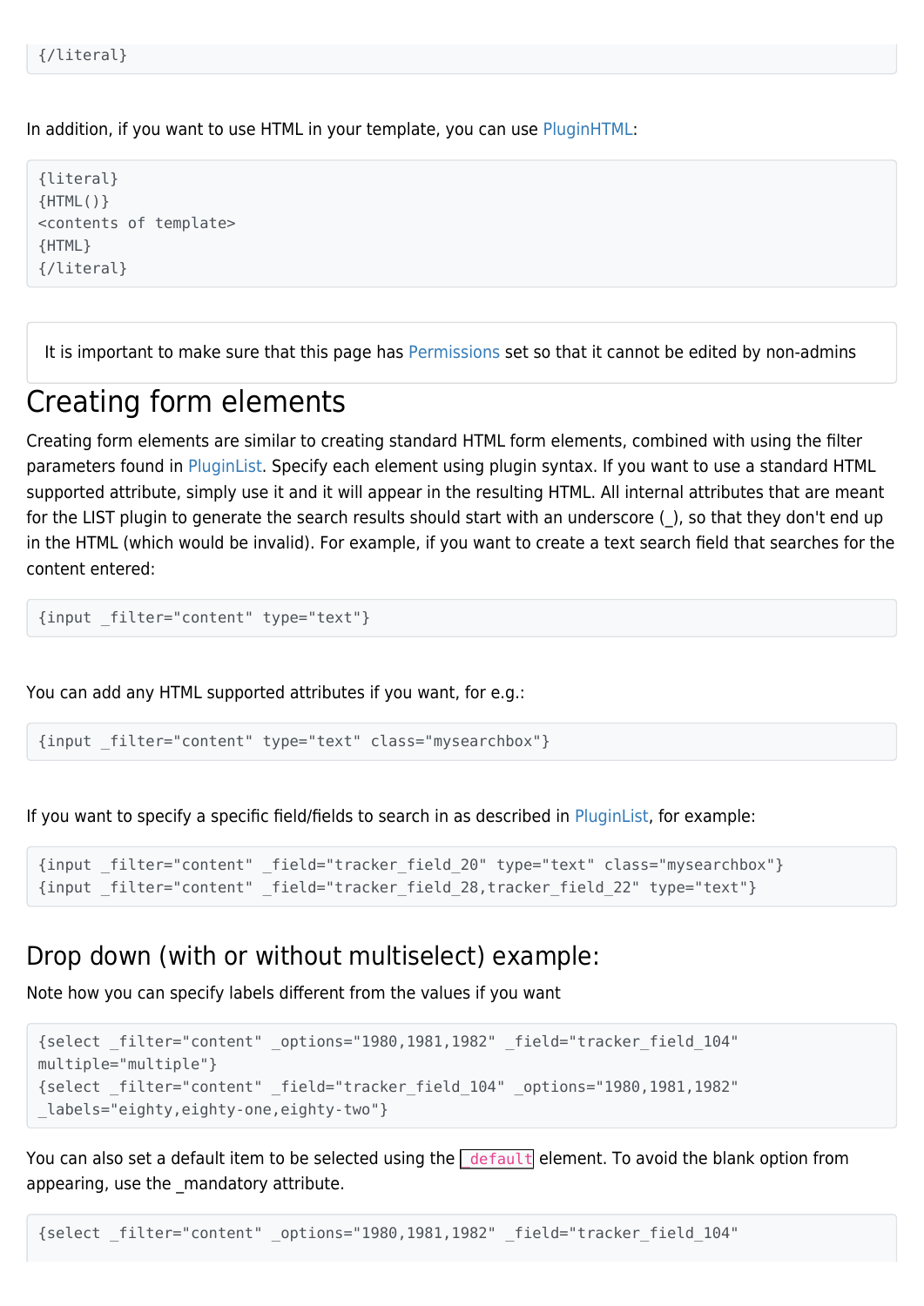```
{/literal}
```

In addition, if you want to use HTML in your template, you can use PluginHTML:

```
{literal}
{HTML()}
<contents of template>
{HTML}
{/literal}
```

> It is important to make sure that this page has Permissions set so that it cannot be edited by non-admins

# Creating form elements

Creating form elements are similar to creating standard HTML form elements, combined with using the filter parameters found in PluginList. Specify each element using plugin syntax. If you want to use a standard HTML supported attribute, simply use it and it will appear in the resulting HTML. All internal attributes that are meant for the LIST plugin to generate the search results should start with an underscore (_), so that they don't end up in the HTML (which would be invalid). For example, if you want to create a text search field that searches for the content entered:

```
{input _filter="content" type="text"}
```

You can add any HTML supported attributes if you want, for e.g.:

```
{input _filter="content" type="text" class="mysearchbox"}
```

If you want to specify a specific field/fields to search in as described in PluginList, for example:

```
{input _filter="content" _field="tracker_field_20" type="text" class="mysearchbox"}
{input _filter="content" _field="tracker_field_28,tracker_field_22" type="text"}
```

## Drop down (with or without multiselect) example:

Note how you can specify labels different from the values if you want

```
{select _filter="content" _options="1980,1981,1982" _field="tracker_field_104"
multiple="multiple"}
{select _filter="content" _field="tracker_field_104" _options="1980,1981,1982"
_labels="eighty,eighty-one,eighty-two"}
```

You can also set a default item to be selected using the `_default` element. To avoid the blank option from appearing, use the _mandatory attribute.

```
{select _filter="content" _options="1980,1981,1982" _field="tracker_field_104"
```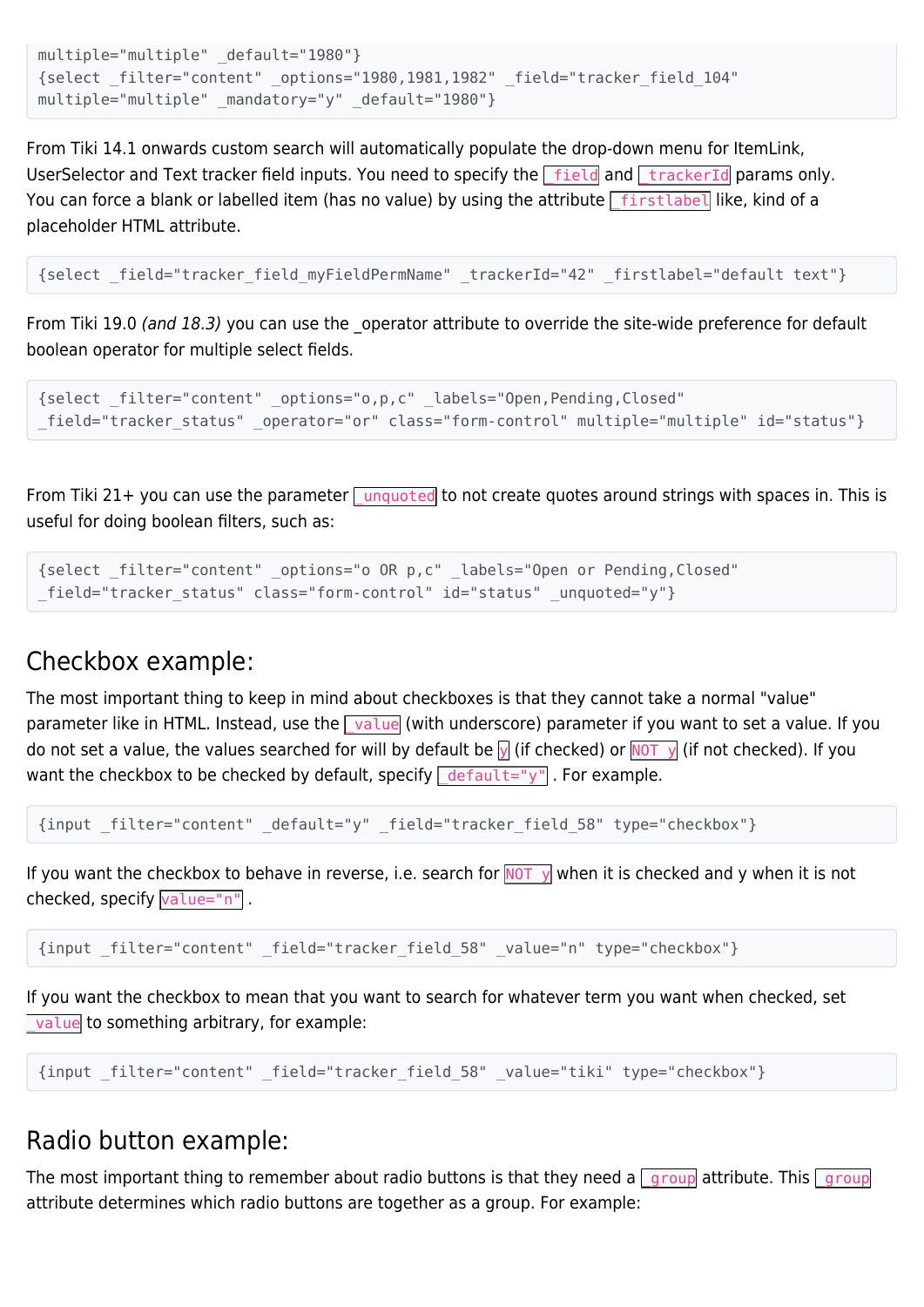```
multiple="multiple" _default="1980"}
{select _filter="content" _options="1980,1981,1982" _field="tracker_field_104"
multiple="multiple" _mandatory="y" _default="1980"}
```

From Tiki 14.1 onwards custom search will automatically populate the drop-down menu for ItemLink, UserSelector and Text tracker field inputs. You need to specify the `_field` and `_trackerId` params only. You can force a blank or labelled item (has no value) by using the attribute `_firstlabel` like, kind of a placeholder HTML attribute.

```
{select _field="tracker_field_myFieldPermName" _trackerId="42" _firstlabel="default text"}
```

From Tiki 19.0 *(and 18.3)* you can use the _operator attribute to override the site-wide preference for default boolean operator for multiple select fields.

```
{select _filter="content" _options="o,p,c" _labels="Open,Pending,Closed"
_field="tracker_status" _operator="or" class="form-control" multiple="multiple" id="status"}
```

From Tiki 21+ you can use the parameter `_unquoted` to not create quotes around strings with spaces in. This is useful for doing boolean filters, such as:

```
{select _filter="content" _options="o OR p,c" _labels="Open or Pending,Closed"
_field="tracker_status" class="form-control" id="status" _unquoted="y"}
```

## Checkbox example:

The most important thing to keep in mind about checkboxes is that they cannot take a normal "value" parameter like in HTML. Instead, use the `_value` (with underscore) parameter if you want to set a value. If you do not set a value, the values searched for will by default be `y` (if checked) or `NOT y` (if not checked). If you want the checkbox to be checked by default, specify `_default="y"` . For example.

```
{input _filter="content" _default="y" _field="tracker_field_58" type="checkbox"}
```

If you want the checkbox to behave in reverse, i.e. search for `NOT y` when it is checked and y when it is not checked, specify `value="n"` .

```
{input _filter="content" _field="tracker_field_58" _value="n" type="checkbox"}
```

If you want the checkbox to mean that you want to search for whatever term you want when checked, set `_value` to something arbitrary, for example:

```
{input _filter="content" _field="tracker_field_58" _value="tiki" type="checkbox"}
```

## Radio button example:

The most important thing to remember about radio buttons is that they need a `_group` attribute. This `_group` attribute determines which radio buttons are together as a group. For example: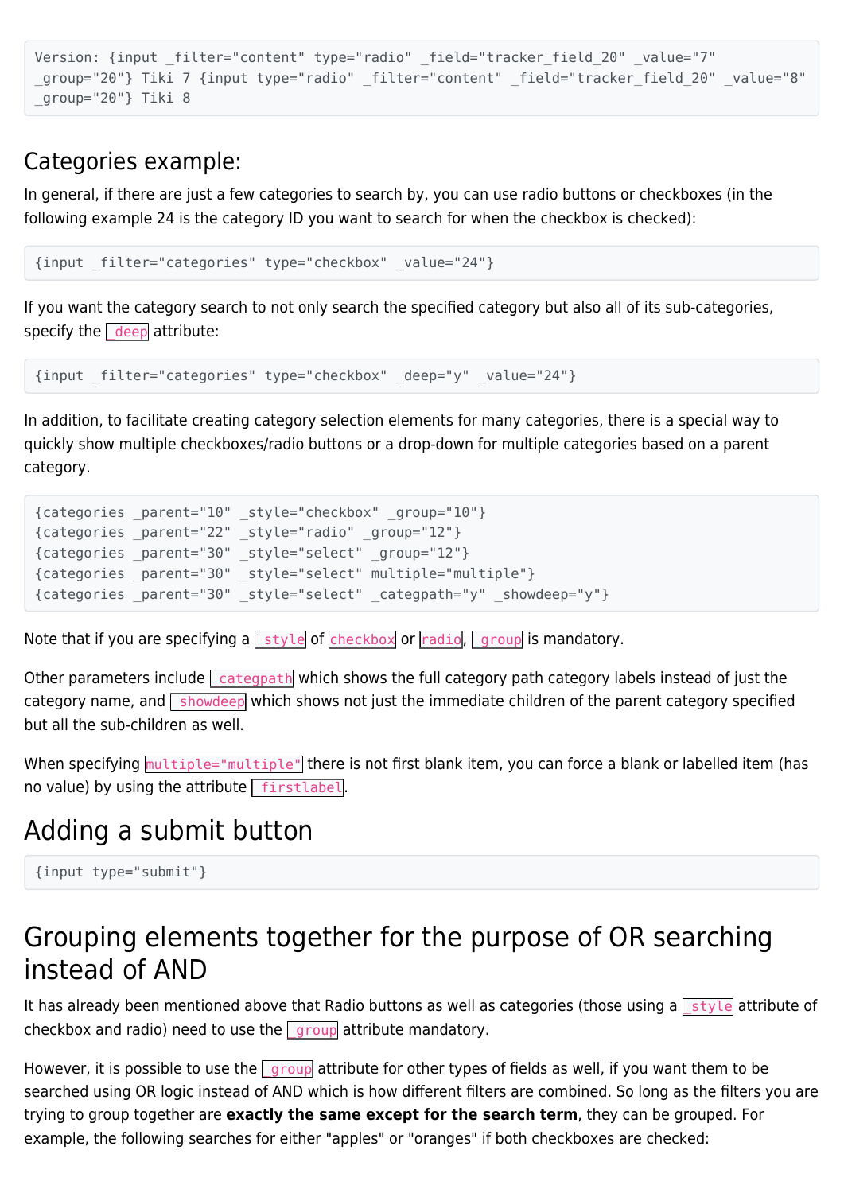```
Version: {input _filter="content" type="radio" _field="tracker_field_20" _value="7"
_group="20"} Tiki 7 {input type="radio" _filter="content" _field="tracker_field_20" _value="8"
_group="20"} Tiki 8
```

## Categories example:

In general, if there are just a few categories to search by, you can use radio buttons or checkboxes (in the following example 24 is the category ID you want to search for when the checkbox is checked):

```
{input _filter="categories" type="checkbox" _value="24"}
```

If you want the category search to not only search the specified category but also all of its sub-categories, specify the `_deep` attribute:

```
{input _filter="categories" type="checkbox" _deep="y" _value="24"}
```

In addition, to facilitate creating category selection elements for many categories, there is a special way to quickly show multiple checkboxes/radio buttons or a drop-down for multiple categories based on a parent category.

```
{categories _parent="10" _style="checkbox" _group="10"}
{categories _parent="22" _style="radio" _group="12"}
{categories _parent="30" _style="select" _group="12"}
{categories _parent="30" _style="select" multiple="multiple"}
{categories _parent="30" _style="select" _categpath="y" _showdeep="y"}
```

Note that if you are specifying a `_style` of `checkbox` or `radio`, `_group` is mandatory.

Other parameters include `_categpath` which shows the full category path category labels instead of just the category name, and `_showdeep` which shows not just the immediate children of the parent category specified but all the sub-children as well.

When specifying `multiple="multiple"` there is not first blank item, you can force a blank or labelled item (has no value) by using the attribute `_firstlabel`.

# Adding a submit button

```
{input type="submit"}
```

# Grouping elements together for the purpose of OR searching instead of AND

It has already been mentioned above that Radio buttons as well as categories (those using a `_style` attribute of checkbox and radio) need to use the `_group` attribute mandatory.

However, it is possible to use the `_group` attribute for other types of fields as well, if you want them to be searched using OR logic instead of AND which is how different filters are combined. So long as the filters you are trying to group together are **exactly the same except for the search term**, they can be grouped. For example, the following searches for either "apples" or "oranges" if both checkboxes are checked: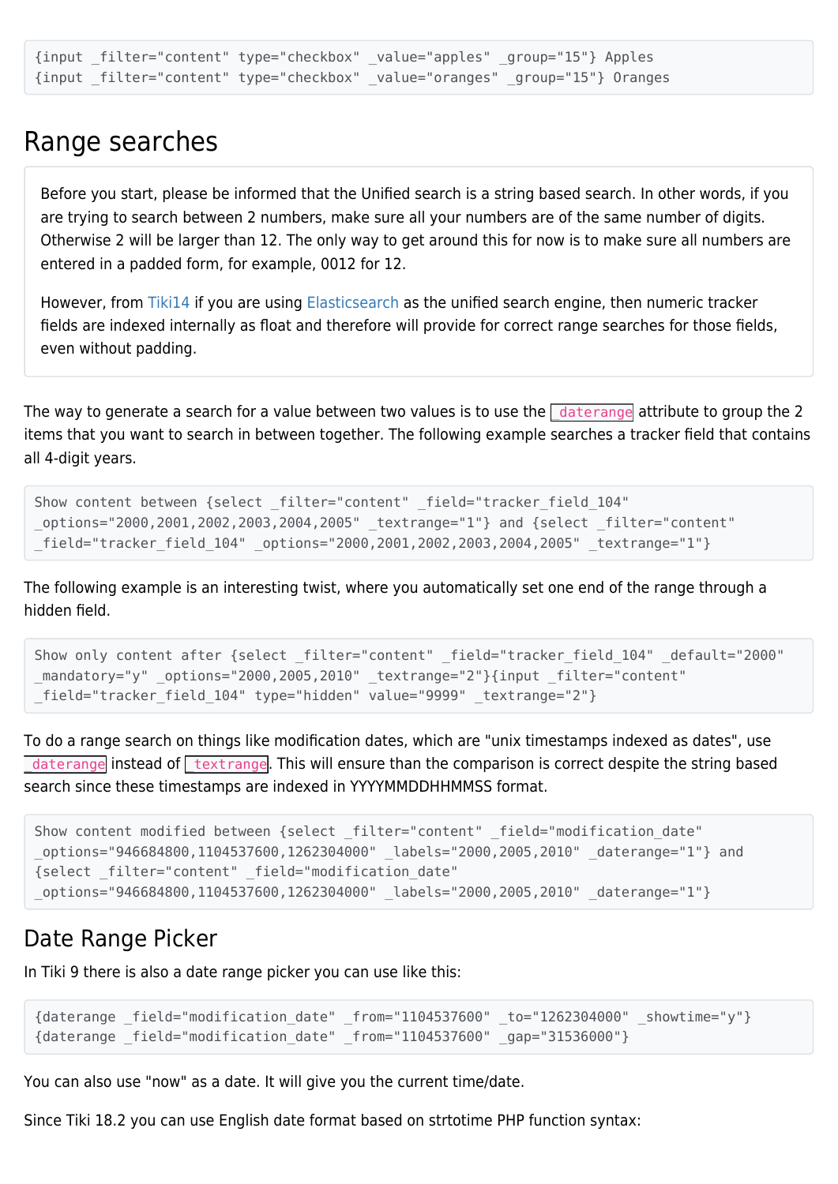```
{input _filter="content" type="checkbox" _value="apples" _group="15"} Apples
{input _filter="content" type="checkbox" _value="oranges" _group="15"} Oranges
```

## Range searches

Before you start, please be informed that the Unified search is a string based search. In other words, if you are trying to search between 2 numbers, make sure all your numbers are of the same number of digits. Otherwise 2 will be larger than 12. The only way to get around this for now is to make sure all numbers are entered in a padded form, for example, 0012 for 12.

However, from Tiki14 if you are using Elasticsearch as the unified search engine, then numeric tracker fields are indexed internally as float and therefore will provide for correct range searches for those fields, even without padding.

The way to generate a search for a value between two values is to use the `_daterange` attribute to group the 2 items that you want to search in between together. The following example searches a tracker field that contains all 4-digit years.

```
Show content between {select _filter="content" _field="tracker_field_104"
_options="2000,2001,2002,2003,2004,2005" _textrange="1"} and {select _filter="content"
_field="tracker_field_104" _options="2000,2001,2002,2003,2004,2005" _textrange="1"}
```

The following example is an interesting twist, where you automatically set one end of the range through a hidden field.

```
Show only content after {select _filter="content" _field="tracker_field_104" _default="2000"
_mandatory="y" _options="2000,2005,2010" _textrange="2"}{input _filter="content"
_field="tracker_field_104" type="hidden" value="9999" _textrange="2"}
```

To do a range search on things like modification dates, which are "unix timestamps indexed as dates", use `_daterange` instead of `_textrange`. This will ensure than the comparison is correct despite the string based search since these timestamps are indexed in YYYYMMDDHHMMSS format.

```
Show content modified between {select _filter="content" _field="modification_date"
_options="946684800,1104537600,1262304000" _labels="2000,2005,2010" _daterange="1"} and
{select _filter="content" _field="modification_date"
_options="946684800,1104537600,1262304000" _labels="2000,2005,2010" _daterange="1"}
```

### Date Range Picker

In Tiki 9 there is also a date range picker you can use like this:

```
{daterange _field="modification_date" _from="1104537600" _to="1262304000" _showtime="y"}
{daterange _field="modification_date" _from="1104537600" _gap="31536000"}
```

You can also use "now" as a date. It will give you the current time/date.

Since Tiki 18.2 you can use English date format based on strtotime PHP function syntax: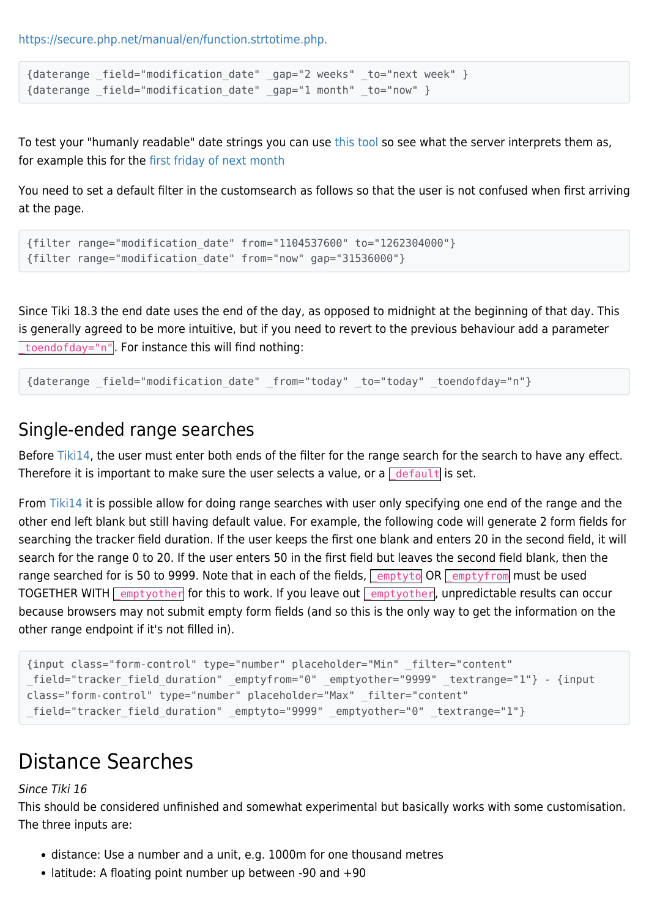https://secure.php.net/manual/en/function.strtotime.php.

```
{daterange _field="modification_date" _gap="2 weeks" _to="next week" }
{daterange _field="modification_date" _gap="1 month" _to="now" }
```

To test your "humanly readable" date strings you can use this tool so see what the server interprets them as, for example this for the first friday of next month

You need to set a default filter in the customsearch as follows so that the user is not confused when first arriving at the page.

```
{filter range="modification_date" from="1104537600" to="1262304000"}
{filter range="modification_date" from="now" gap="31536000"}
```

Since Tiki 18.3 the end date uses the end of the day, as opposed to midnight at the beginning of that day. This is generally agreed to be more intuitive, but if you need to revert to the previous behaviour add a parameter `_toendofday="n"`. For instance this will find nothing:

```
{daterange _field="modification_date" _from="today" _to="today" _toendofday="n"}
```

## Single-ended range searches

Before Tiki14, the user must enter both ends of the filter for the range search for the search to have any effect. Therefore it is important to make sure the user selects a value, or a `_default` is set.

From Tiki14 it is possible allow for doing range searches with user only specifying one end of the range and the other end left blank but still having default value. For example, the following code will generate 2 form fields for searching the tracker field duration. If the user keeps the first one blank and enters 20 in the second field, it will search for the range 0 to 20. If the user enters 50 in the first field but leaves the second field blank, then the range searched for is 50 to 9999. Note that in each of the fields, `_emptyto` OR `_emptyfrom` must be used TOGETHER WITH `_emptyother` for this to work. If you leave out `_emptyother`, unpredictable results can occur because browsers may not submit empty form fields (and so this is the only way to get the information on the other range endpoint if it's not filled in).

```
{input class="form-control" type="number" placeholder="Min" _filter="content"
_field="tracker_field_duration" _emptyfrom="0" _emptyother="9999" _textrange="1"} - {input
class="form-control" type="number" placeholder="Max" _filter="content"
_field="tracker_field_duration" _emptyto="9999" _emptyother="0" _textrange="1"}
```

# Distance Searches

*Since Tiki 16*

This should be considered unfinished and somewhat experimental but basically works with some customisation. The three inputs are:

- distance: Use a number and a unit, e.g. 1000m for one thousand metres
- latitude: A floating point number up between -90 and +90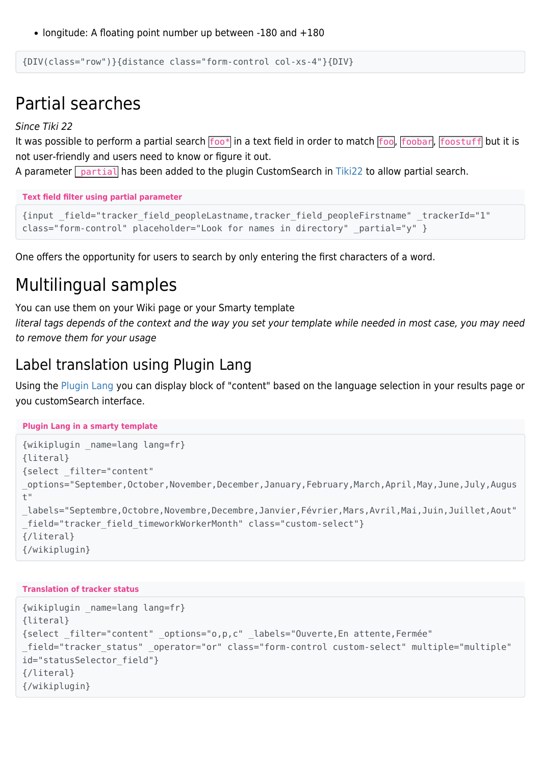- longitude: A floating point number up between -180 and +180

```
{DIV(class="row")}{distance class="form-control col-xs-4"}{DIV}
```

# Partial searches

*Since Tiki 22*
It was possible to perform a partial search `foo*` in a text field in order to match `foo`, `foobar`, `foostuff` but it is not user-friendly and users need to know or figure it out.
A parameter `_partial` has been added to the plugin CustomSearch in Tiki22 to allow partial search.

**Text field filter using partial parameter**

```
{input _field="tracker_field_peopleLastname,tracker_field_peopleFirstname" _trackerId="1"
class="form-control" placeholder="Look for names in directory" _partial="y" }
```

One offers the opportunity for users to search by only entering the first characters of a word.

# Multilingual samples

You can use them on your Wiki page or your Smarty template
*literal tags depends of the context and the way you set your template while needed in most case, you may need to remove them for your usage*

## Label translation using Plugin Lang

Using the Plugin Lang you can display block of "content" based on the language selection in your results page or you customSearch interface.

**Plugin Lang in a smarty template**

```
{wikiplugin _name=lang lang=fr}
{literal}
{select _filter="content"
_options="September,October,November,December,January,February,March,April,May,June,July,August"
_labels="Septembre,Octobre,Novembre,Decembre,Janvier,Février,Mars,Avril,Mai,Juin,Juillet,Aout"
_field="tracker_field_timeworkWorkerMonth" class="custom-select"}
{/literal}
{/wikiplugin}
```

**Translation of tracker status**

```
{wikiplugin _name=lang lang=fr}
{literal}
{select _filter="content" _options="o,p,c" _labels="Ouverte,En attente,Fermée"
_field="tracker_status" _operator="or" class="form-control custom-select" multiple="multiple"
id="statusSelector_field"}
{/literal}
{/wikiplugin}
```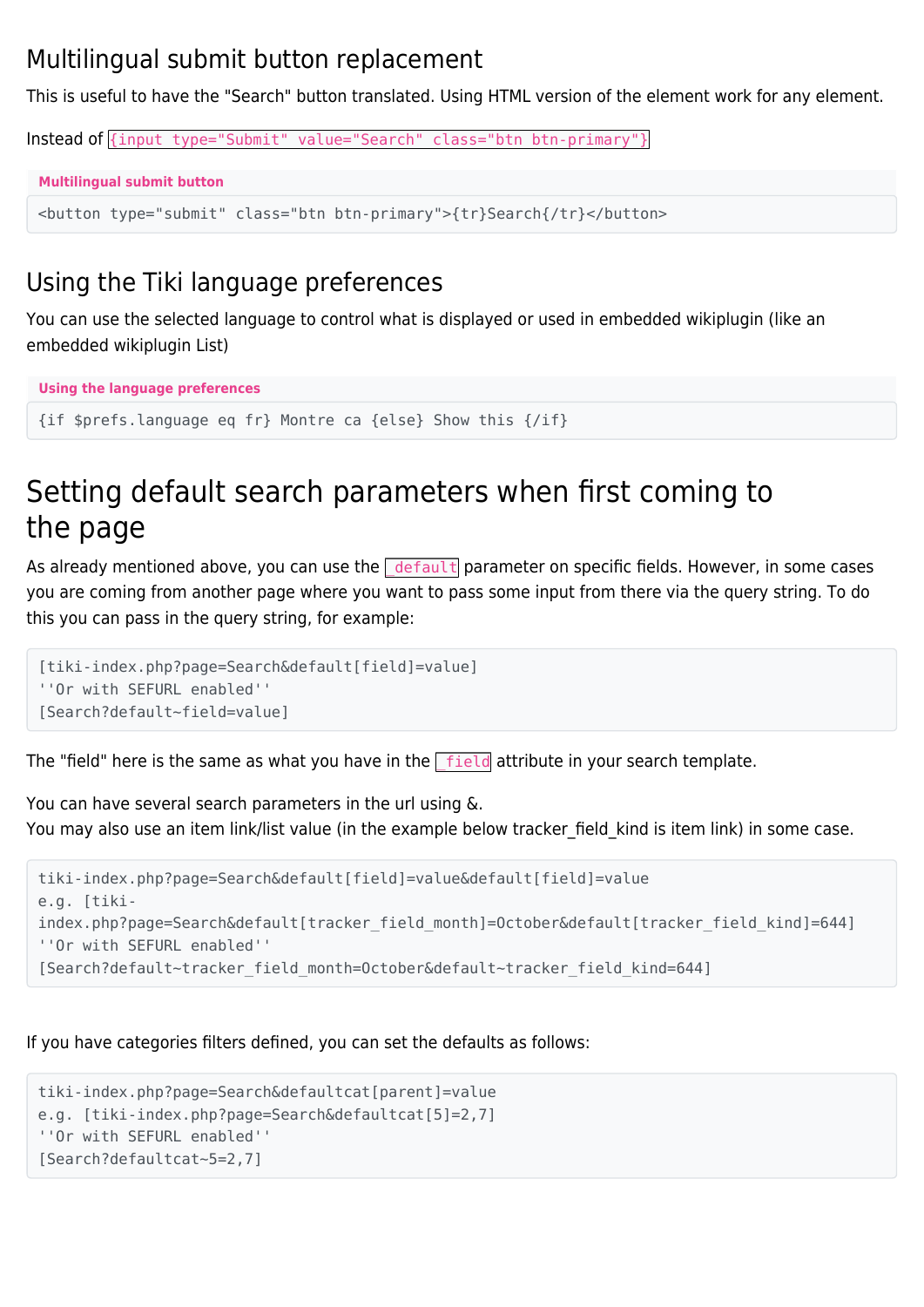## Multilingual submit button replacement

This is useful to have the "Search" button translated. Using HTML version of the element work for any element.

Instead of `{input type="Submit" value="Search" class="btn btn-primary"}`

**Multilingual submit button**

```
<button type="submit" class="btn btn-primary">{tr}Search{/tr}</button>
```

## Using the Tiki language preferences

You can use the selected language to control what is displayed or used in embedded wikiplugin (like an embedded wikiplugin List)

**Using the language preferences**

```
{if $prefs.language eq fr} Montre ca {else} Show this {/if}
```

# Setting default search parameters when first coming to the page

As already mentioned above, you can use the `_default` parameter on specific fields. However, in some cases you are coming from another page where you want to pass some input from there via the query string. To do this you can pass in the query string, for example:

```
[tiki-index.php?page=Search&default[field]=value]
''Or with SEFURL enabled''
[Search?default~field=value]
```

The "field" here is the same as what you have in the `_field` attribute in your search template.

You can have several search parameters in the url using &.
You may also use an item link/list value (in the example below tracker_field_kind is item link) in some case.

```
tiki-index.php?page=Search&default[field]=value&default[field]=value
e.g. [tiki-index.php?page=Search&default[tracker_field_month]=October&default[tracker_field_kind]=644]
''Or with SEFURL enabled''
[Search?default~tracker_field_month=October&default~tracker_field_kind=644]
```

If you have categories filters defined, you can set the defaults as follows:

```
tiki-index.php?page=Search&defaultcat[parent]=value
e.g. [tiki-index.php?page=Search&defaultcat[5]=2,7]
''Or with SEFURL enabled''
[Search?defaultcat~5=2,7]
```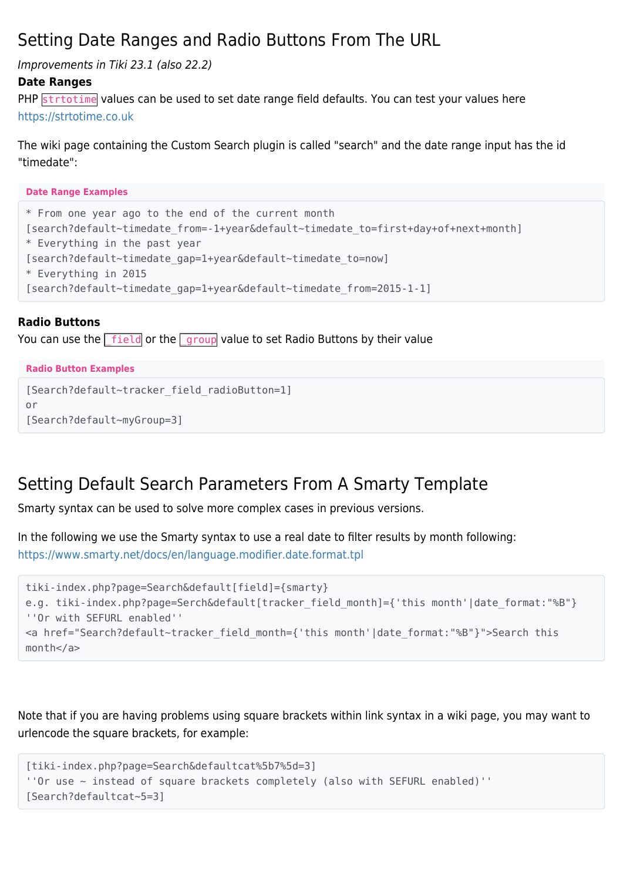## Setting Date Ranges and Radio Buttons From The URL

*Improvements in Tiki 23.1 (also 22.2)*

**Date Ranges**

PHP `strtotime` values can be used to set date range field defaults. You can test your values here https://strtotime.co.uk

The wiki page containing the Custom Search plugin is called "search" and the date range input has the id "timedate":

**Date Range Examples**

```
* From one year ago to the end of the current month
[search?default~timedate_from=-1+year&default~timedate_to=first+day+of+next+month]
* Everything in the past year
[search?default~timedate_gap=1+year&default~timedate_to=now]
* Everything in 2015
[search?default~timedate_gap=1+year&default~timedate_from=2015-1-1]
```

**Radio Buttons**

You can use the `_field` or the `_group` value to set Radio Buttons by their value

**Radio Button Examples**

```
[Search?default~tracker_field_radioButton=1]
or
[Search?default~myGroup=3]
```

## Setting Default Search Parameters From A Smarty Template

Smarty syntax can be used to solve more complex cases in previous versions.

In the following we use the Smarty syntax to use a real date to filter results by month following: https://www.smarty.net/docs/en/language.modifier.date.format.tpl

```
tiki-index.php?page=Search&default[field]={smarty}
e.g. tiki-index.php?page=Serch&default[tracker_field_month]={'this month'|date_format:"%B"}
''Or with SEFURL enabled''
<a href="Search?default~tracker_field_month={'this month'|date_format:"%B"}">Search this
month</a>
```

Note that if you are having problems using square brackets within link syntax in a wiki page, you may want to urlencode the square brackets, for example:

```
[tiki-index.php?page=Search&defaultcat%5b7%5d=3]
''Or use ~ instead of square brackets completely (also with SEFURL enabled)''
[Search?defaultcat~5=3]
```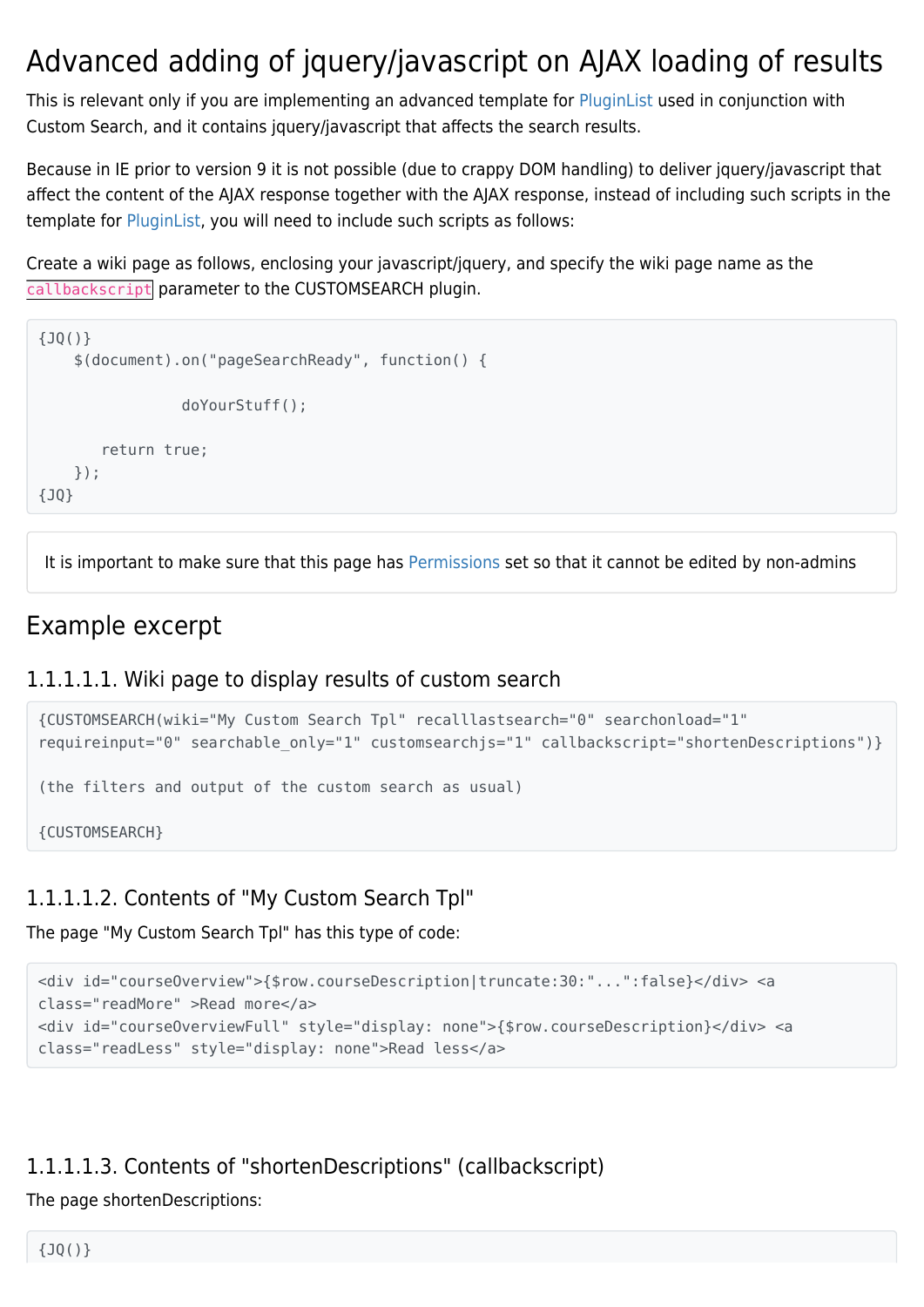# Advanced adding of jquery/javascript on AJAX loading of results

This is relevant only if you are implementing an advanced template for PluginList used in conjunction with Custom Search, and it contains jquery/javascript that affects the search results.

Because in IE prior to version 9 it is not possible (due to crappy DOM handling) to deliver jquery/javascript that affect the content of the AJAX response together with the AJAX response, instead of including such scripts in the template for PluginList, you will need to include such scripts as follows:

Create a wiki page as follows, enclosing your javascript/jquery, and specify the wiki page name as the `callbackscript` parameter to the CUSTOMSEARCH plugin.

```
{JQ()}
    $(document).on("pageSearchReady", function() {

                doYourStuff();

       return true;
    });
{JQ}
```

It is important to make sure that this page has Permissions set so that it cannot be edited by non-admins

## Example excerpt

### 1.1.1.1.1. Wiki page to display results of custom search

```
{CUSTOMSEARCH(wiki="My Custom Search Tpl" recalllastsearch="0" searchonload="1"
requireinput="0" searchable_only="1" customsearchjs="1" callbackscript="shortenDescriptions")}

(the filters and output of the custom search as usual)

{CUSTOMSEARCH}
```

### 1.1.1.1.2. Contents of "My Custom Search Tpl"

The page "My Custom Search Tpl" has this type of code:

```
<div id="courseOverview">{$row.courseDescription|truncate:30:"...":false}</div> <a
class="readMore" >Read more</a>
<div id="courseOverviewFull" style="display: none">{$row.courseDescription}</div> <a
class="readLess" style="display: none">Read less</a>
```

### 1.1.1.1.3. Contents of "shortenDescriptions" (callbackscript)

The page shortenDescriptions:

```
{JQ()}
```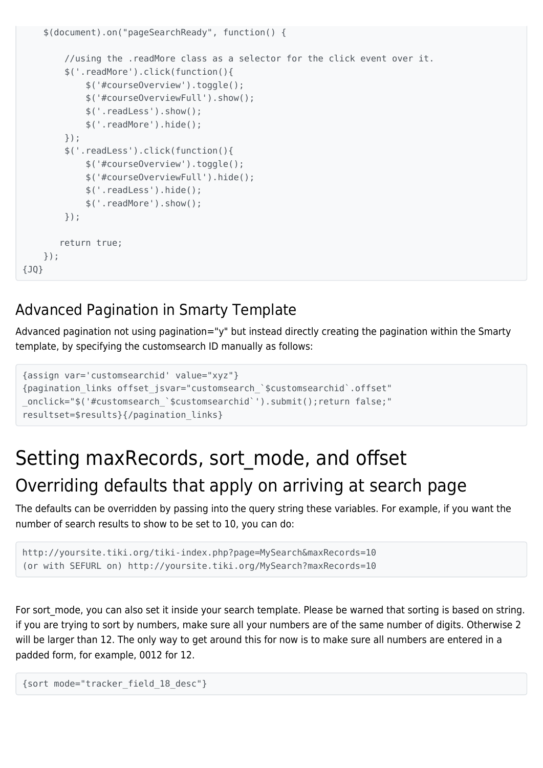```
    $(document).on("pageSearchReady", function() {

        //using the .readMore class as a selector for the click event over it.
        $('.readMore').click(function(){
            $('#courseOverview').toggle();
            $('#courseOverviewFull').show();
            $('.readLess').show();
            $('.readMore').hide();
        });
        $('.readLess').click(function(){
            $('#courseOverview').toggle();
            $('#courseOverviewFull').hide();
            $('.readLess').hide();
            $('.readMore').show();
        });

       return true;
    });
{JQ}
```

## Advanced Pagination in Smarty Template

Advanced pagination not using pagination="y" but instead directly creating the pagination within the Smarty template, by specifying the customsearch ID manually as follows:

```
{assign var='customsearchid' value="xyz"}
{pagination_links offset_jsvar="customsearch_`$customsearchid`.offset"
_onclick="$('#customsearch_`$customsearchid`').submit();return false;"
resultset=$results}{/pagination_links}
```

# Setting maxRecords, sort_mode, and offset

# Overriding defaults that apply on arriving at search page

The defaults can be overridden by passing into the query string these variables. For example, if you want the number of search results to show to be set to 10, you can do:

```
http://yoursite.tiki.org/tiki-index.php?page=MySearch&maxRecords=10
(or with SEFURL on) http://yoursite.tiki.org/MySearch?maxRecords=10
```

For sort_mode, you can also set it inside your search template. Please be warned that sorting is based on string. if you are trying to sort by numbers, make sure all your numbers are of the same number of digits. Otherwise 2 will be larger than 12. The only way to get around this for now is to make sure all numbers are entered in a padded form, for example, 0012 for 12.

```
{sort mode="tracker_field_18_desc"}
```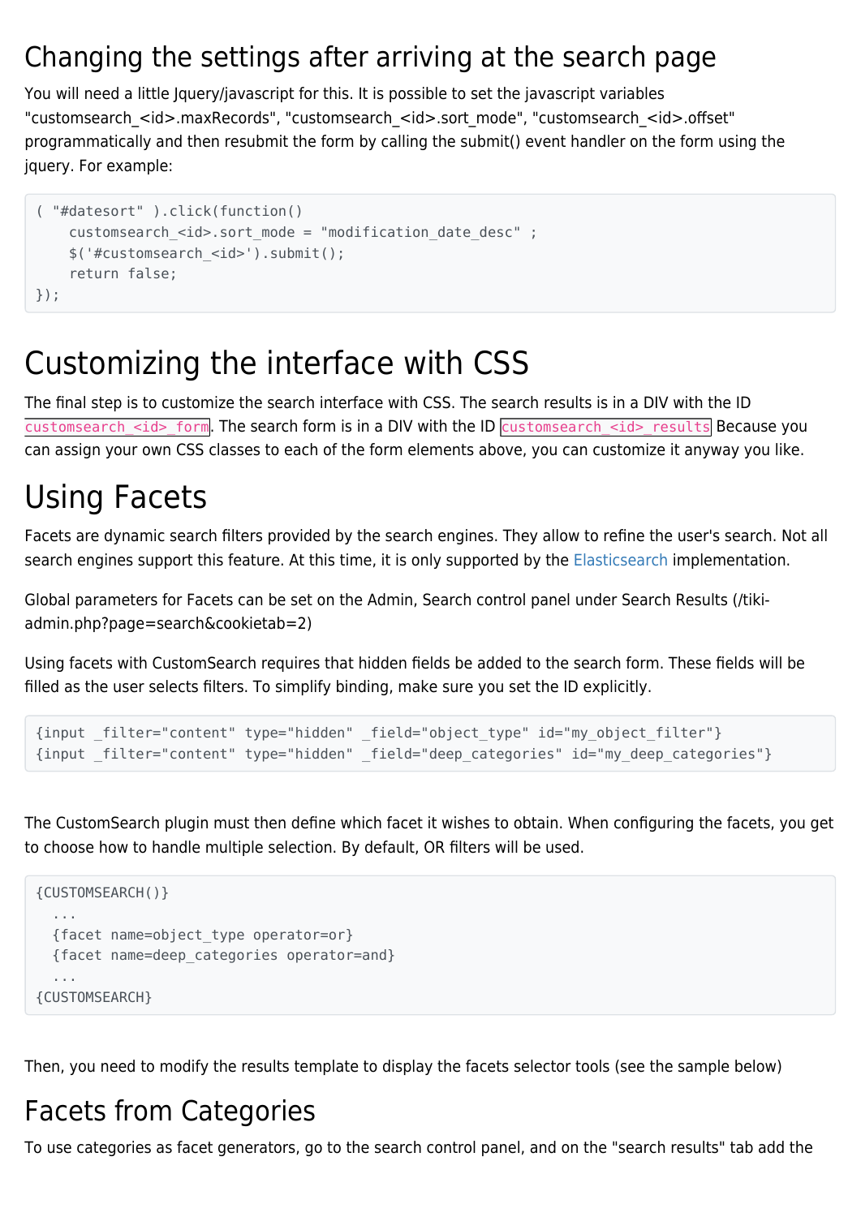## Changing the settings after arriving at the search page

You will need a little Jquery/javascript for this. It is possible to set the javascript variables "customsearch_<id>.maxRecords", "customsearch_<id>.sort_mode", "customsearch_<id>.offset" programmatically and then resubmit the form by calling the submit() event handler on the form using the jquery. For example:

```
( "#datesort" ).click(function()
    customsearch_<id>.sort_mode = "modification_date_desc" ;
    $('#customsearch_<id>').submit();
    return false;
});
```

## Customizing the interface with CSS

The final step is to customize the search interface with CSS. The search results is in a DIV with the ID `customsearch_<id>_form`. The search form is in a DIV with the ID `customsearch_<id>_results` Because you can assign your own CSS classes to each of the form elements above, you can customize it anyway you like.

## Using Facets

Facets are dynamic search filters provided by the search engines. They allow to refine the user's search. Not all search engines support this feature. At this time, it is only supported by the Elasticsearch implementation.

Global parameters for Facets can be set on the Admin, Search control panel under Search Results (/tiki-admin.php?page=search&cookietab=2)

Using facets with CustomSearch requires that hidden fields be added to the search form. These fields will be filled as the user selects filters. To simplify binding, make sure you set the ID explicitly.

```
{input _filter="content" type="hidden" _field="object_type" id="my_object_filter"}
{input _filter="content" type="hidden" _field="deep_categories" id="my_deep_categories"}
```

The CustomSearch plugin must then define which facet it wishes to obtain. When configuring the facets, you get to choose how to handle multiple selection. By default, OR filters will be used.

```
{CUSTOMSEARCH()}
  ...
  {facet name=object_type operator=or}
  {facet name=deep_categories operator=and}
  ...
{CUSTOMSEARCH}
```

Then, you need to modify the results template to display the facets selector tools (see the sample below)

## Facets from Categories

To use categories as facet generators, go to the search control panel, and on the "search results" tab add the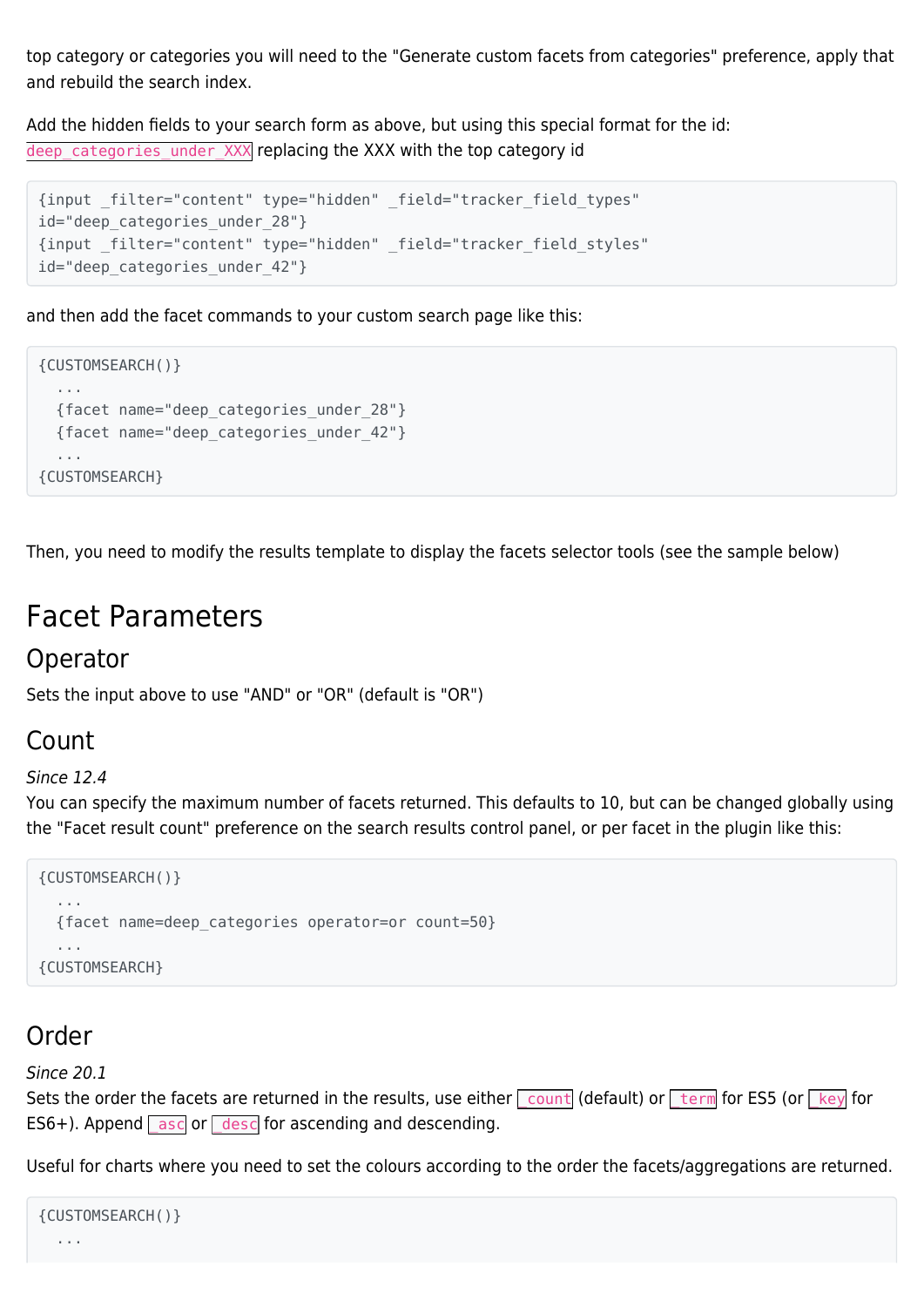top category or categories you will need to the "Generate custom facets from categories" preference, apply that and rebuild the search index.

Add the hidden fields to your search form as above, but using this special format for the id: `deep_categories_under_XXX` replacing the XXX with the top category id

```
{input _filter="content" type="hidden" _field="tracker_field_types"
id="deep_categories_under_28"}
{input _filter="content" type="hidden" _field="tracker_field_styles"
id="deep_categories_under_42"}
```

and then add the facet commands to your custom search page like this:

```
{CUSTOMSEARCH()}
  ...
  {facet name="deep_categories_under_28"}
  {facet name="deep_categories_under_42"}
  ...
{CUSTOMSEARCH}
```

Then, you need to modify the results template to display the facets selector tools (see the sample below)

# Facet Parameters

## Operator

Sets the input above to use "AND" or "OR" (default is "OR")

## Count

*Since 12.4*
You can specify the maximum number of facets returned. This defaults to 10, but can be changed globally using the "Facet result count" preference on the search results control panel, or per facet in the plugin like this:

```
{CUSTOMSEARCH()}
  ...
  {facet name=deep_categories operator=or count=50}
  ...
{CUSTOMSEARCH}
```

## Order

*Since 20.1*
Sets the order the facets are returned in the results, use either `_count` (default) or `_term` for ES5 (or `_key` for ES6+). Append `_asc` or `_desc` for ascending and descending.

Useful for charts where you need to set the colours according to the order the facets/aggregations are returned.

```
{CUSTOMSEARCH()}
  ...
```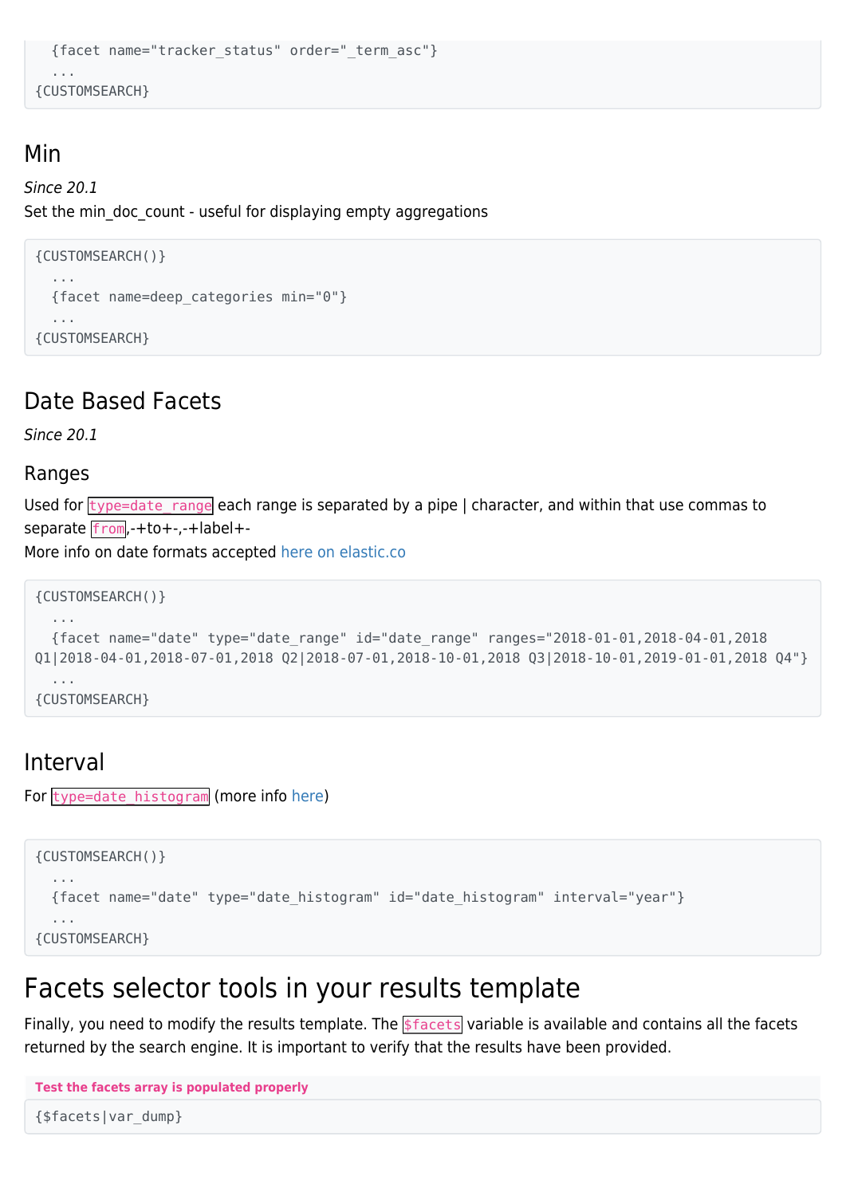```
  {facet name="tracker_status" order="_term_asc"}
  ...
{CUSTOMSEARCH}
```

## Min

*Since 20.1*
Set the min_doc_count - useful for displaying empty aggregations

```
{CUSTOMSEARCH()}
  ...
  {facet name=deep_categories min="0"}
  ...
{CUSTOMSEARCH}
```

## Date Based Facets

*Since 20.1*

### Ranges

Used for `type=date_range` each range is separated by a pipe | character, and within that use commas to separate `from`,-+to+-,-+label+-
More info on date formats accepted here on elastic.co

```
{CUSTOMSEARCH()}
  ...
  {facet name="date" type="date_range" id="date_range" ranges="2018-01-01,2018-04-01,2018 Q1|2018-04-01,2018-07-01,2018 Q2|2018-07-01,2018-10-01,2018 Q3|2018-10-01,2019-01-01,2018 Q4"}
  ...
{CUSTOMSEARCH}
```

## Interval

For `type=date_histogram` (more info here)

```
{CUSTOMSEARCH()}
  ...
  {facet name="date" type="date_histogram" id="date_histogram" interval="year"}
  ...
{CUSTOMSEARCH}
```

# Facets selector tools in your results template

Finally, you need to modify the results template. The `$facets` variable is available and contains all the facets returned by the search engine. It is important to verify that the results have been provided.

**Test the facets array is populated properly**

```
{$facets|var_dump}
```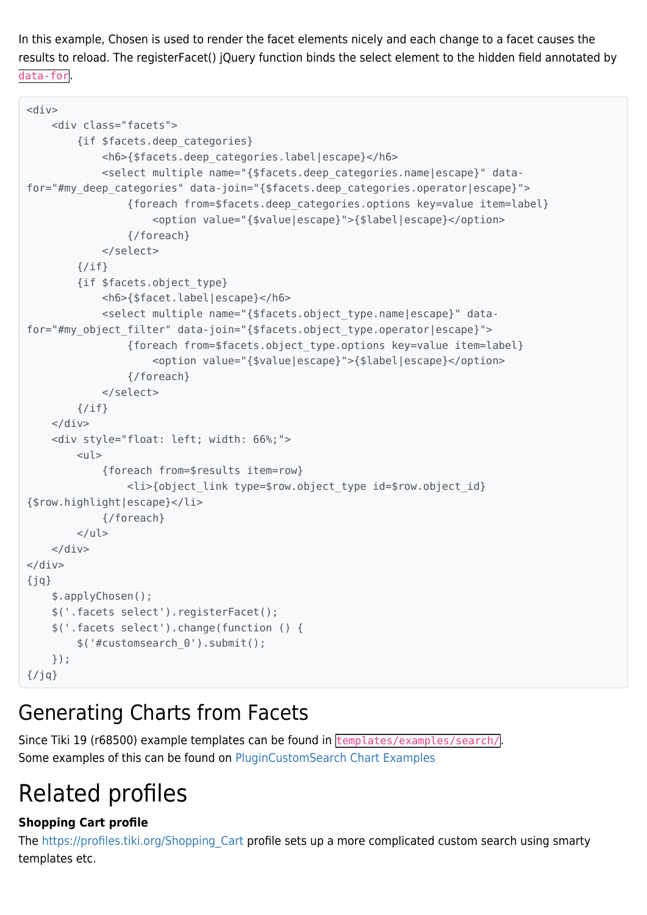In this example, Chosen is used to render the facet elements nicely and each change to a facet causes the results to reload. The registerFacet() jQuery function binds the select element to the hidden field annotated by `data-for`.

```
<div>
    <div class="facets">
        {if $facets.deep_categories}
            <h6>{$facets.deep_categories.label|escape}</h6>
            <select multiple name="{$facets.deep_categories.name|escape}" data-for="#my_deep_categories" data-join="{$facets.deep_categories.operator|escape}">
                {foreach from=$facets.deep_categories.options key=value item=label}
                    <option value="{$value|escape}">{$label|escape}</option>
                {/foreach}
            </select>
        {/if}
        {if $facets.object_type}
            <h6>{$facet.label|escape}</h6>
            <select multiple name="{$facets.object_type.name|escape}" data-for="#my_object_filter" data-join="{$facets.object_type.operator|escape}">
                {foreach from=$facets.object_type.options key=value item=label}
                    <option value="{$value|escape}">{$label|escape}</option>
                {/foreach}
            </select>
        {/if}
    </div>
    <div style="float: left; width: 66%;">
        <ul>
            {foreach from=$results item=row}
                <li>{object_link type=$row.object_type id=$row.object_id}
{$row.highlight|escape}</li>
            {/foreach}
        </ul>
    </div>
</div>
{jq}
    $.applyChosen();
    $('.facets select').registerFacet();
    $('.facets select').change(function () {
        $('#customsearch_0').submit();
    });
{/jq}
```

# Generating Charts from Facets

Since Tiki 19 (r68500) example templates can be found in `templates/examples/search/`.
Some examples of this can be found on PluginCustomSearch Chart Examples

# Related profiles

**Shopping Cart profile**
The https://profiles.tiki.org/Shopping_Cart profile sets up a more complicated custom search using smarty templates etc.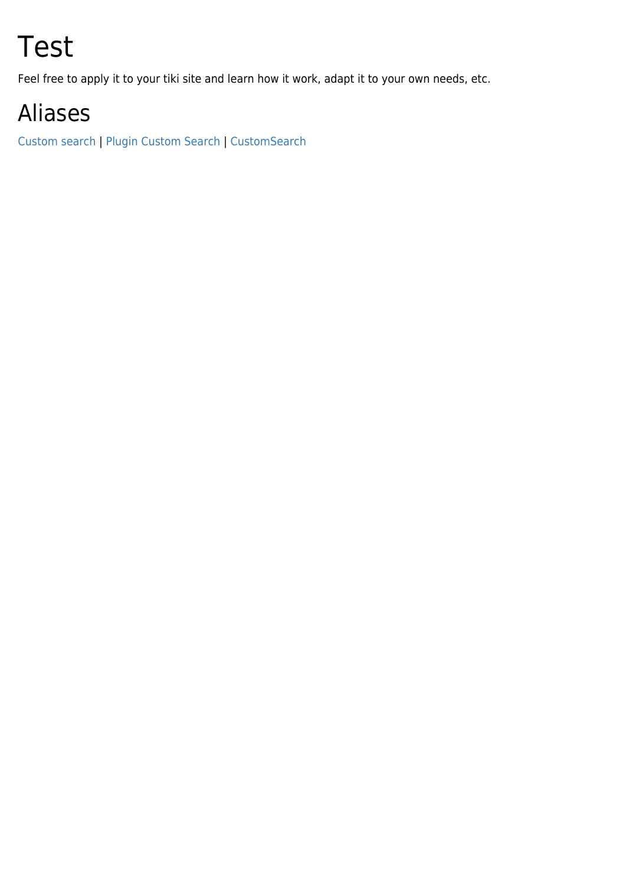# Test

Feel free to apply it to your tiki site and learn how it work, adapt it to your own needs, etc.

# Aliases

Custom search | Plugin Custom Search | CustomSearch